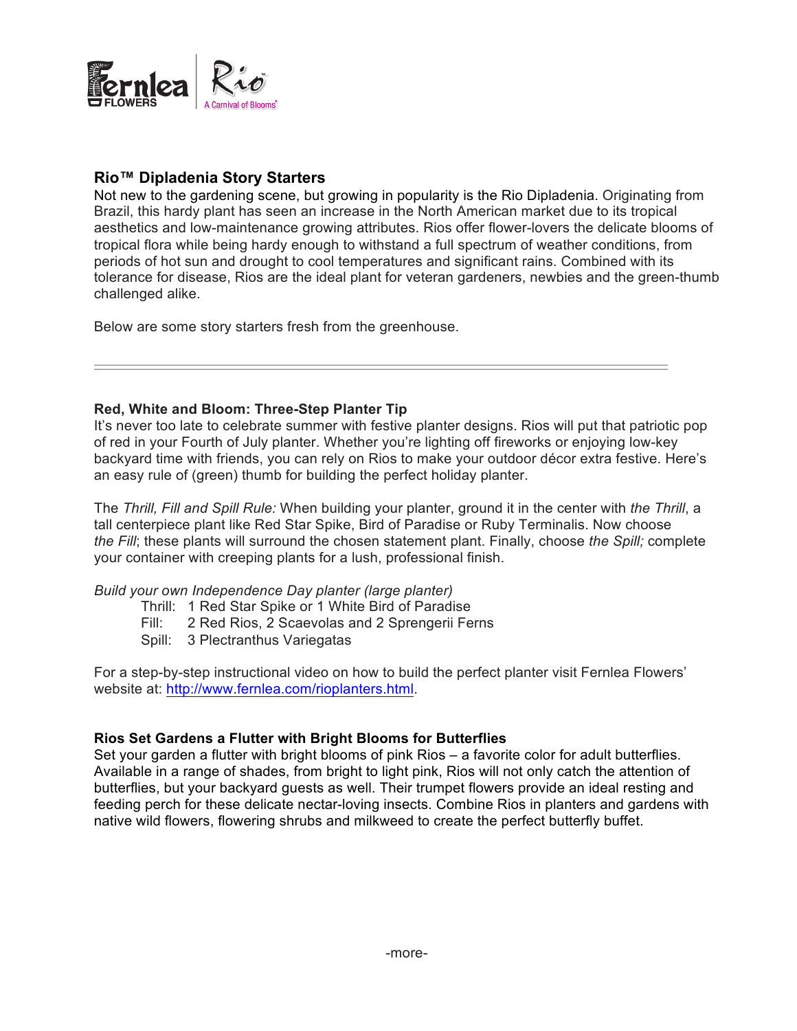Fernlea FLOWERS | Rio A Carnival of Blooms®

## Rio™ Dipladenia Story Starters

Not new to the gardening scene, but growing in popularity is the Rio Dipladenia. Originating from Brazil, this hardy plant has seen an increase in the North American market due to its tropical aesthetics and low-maintenance growing attributes. Rios offer flower-lovers the delicate blooms of tropical flora while being hardy enough to withstand a full spectrum of weather conditions, from periods of hot sun and drought to cool temperatures and significant rains. Combined with its tolerance for disease, Rios are the ideal plant for veteran gardeners, newbies and the green-thumb challenged alike.

Below are some story starters fresh from the greenhouse.

---

### Red, White and Bloom: Three-Step Planter Tip

It's never too late to celebrate summer with festive planter designs. Rios will put that patriotic pop of red in your Fourth of July planter. Whether you're lighting off fireworks or enjoying low-key backyard time with friends, you can rely on Rios to make your outdoor décor extra festive. Here's an easy rule of (green) thumb for building the perfect holiday planter.

The *Thrill, Fill and Spill Rule:* When building your planter, ground it in the center with *the Thrill*, a tall centerpiece plant like Red Star Spike, Bird of Paradise or Ruby Terminalis. Now choose *the Fill*; these plants will surround the chosen statement plant. Finally, choose *the Spill;* complete your container with creeping plants for a lush, professional finish.

*Build your own Independence Day planter (large planter)*

- Thrill: 1 Red Star Spike or 1 White Bird of Paradise
- Fill: 2 Red Rios, 2 Scaevolas and 2 Sprengerii Ferns
- Spill: 3 Plectranthus Variegatas

For a step-by-step instructional video on how to build the perfect planter visit Fernlea Flowers' website at: http://www.fernlea.com/rioplanters.html.

### Rios Set Gardens a Flutter with Bright Blooms for Butterflies

Set your garden a flutter with bright blooms of pink Rios – a favorite color for adult butterflies. Available in a range of shades, from bright to light pink, Rios will not only catch the attention of butterflies, but your backyard guests as well. Their trumpet flowers provide an ideal resting and feeding perch for these delicate nectar-loving insects. Combine Rios in planters and gardens with native wild flowers, flowering shrubs and milkweed to create the perfect butterfly buffet.

-more-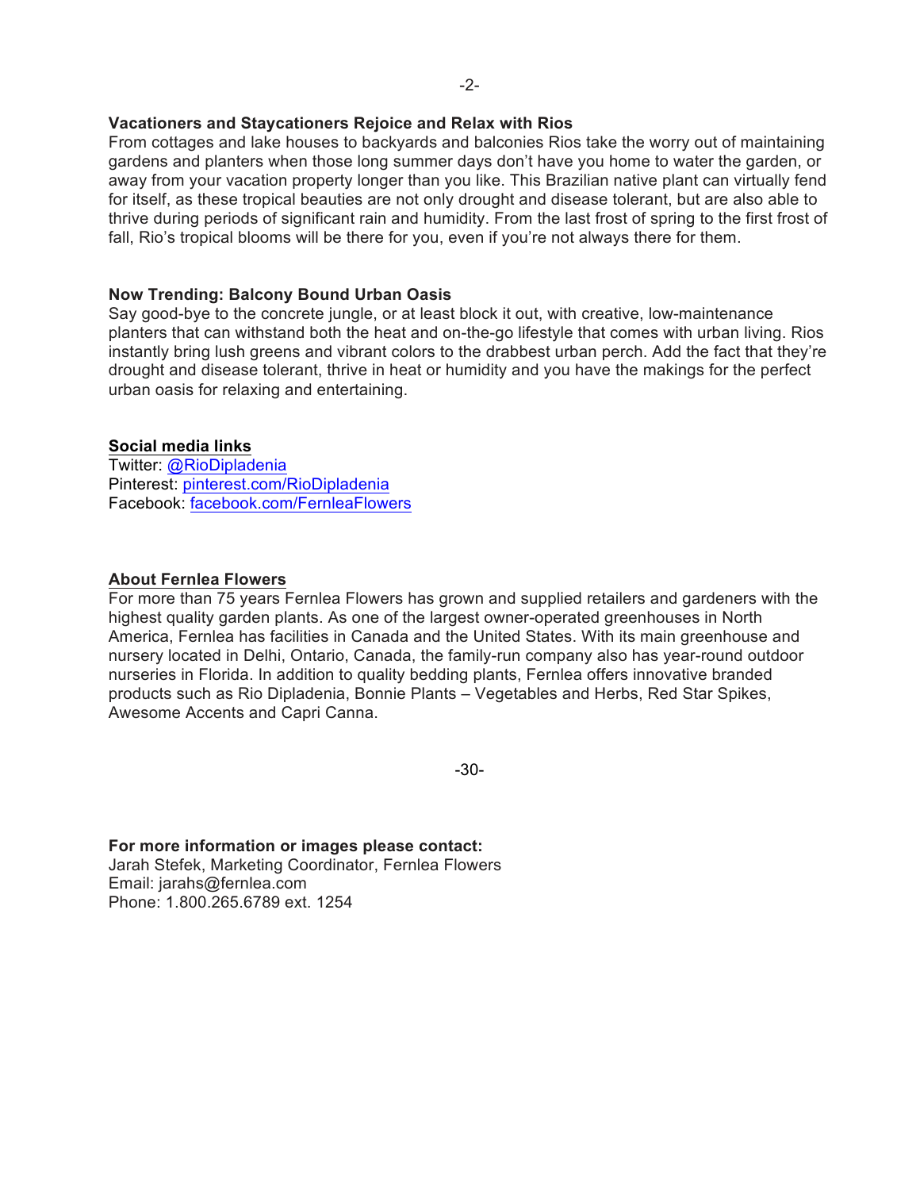**Vacationers and Staycationers Rejoice and Relax with Rios**

From cottages and lake houses to backyards and balconies Rios take the worry out of maintaining gardens and planters when those long summer days don't have you home to water the garden, or away from your vacation property longer than you like. This Brazilian native plant can virtually fend for itself, as these tropical beauties are not only drought and disease tolerant, but are also able to thrive during periods of significant rain and humidity. From the last frost of spring to the first frost of fall, Rio's tropical blooms will be there for you, even if you're not always there for them.

**Now Trending: Balcony Bound Urban Oasis**

Say good-bye to the concrete jungle, or at least block it out, with creative, low-maintenance planters that can withstand both the heat and on-the-go lifestyle that comes with urban living. Rios instantly bring lush greens and vibrant colors to the drabbest urban perch. Add the fact that they're drought and disease tolerant, thrive in heat or humidity and you have the makings for the perfect urban oasis for relaxing and entertaining.

**Social media links**

Twitter: @RioDipladenia
Pinterest: pinterest.com/RioDipladenia
Facebook: facebook.com/FernleaFlowers

**About Fernlea Flowers**

For more than 75 years Fernlea Flowers has grown and supplied retailers and gardeners with the highest quality garden plants. As one of the largest owner-operated greenhouses in North America, Fernlea has facilities in Canada and the United States. With its main greenhouse and nursery located in Delhi, Ontario, Canada, the family-run company also has year-round outdoor nurseries in Florida. In addition to quality bedding plants, Fernlea offers innovative branded products such as Rio Dipladenia, Bonnie Plants – Vegetables and Herbs, Red Star Spikes, Awesome Accents and Capri Canna.

-30-

**For more information or images please contact:**
Jarah Stefek, Marketing Coordinator, Fernlea Flowers
Email: jarahs@fernlea.com
Phone: 1.800.265.6789 ext. 1254